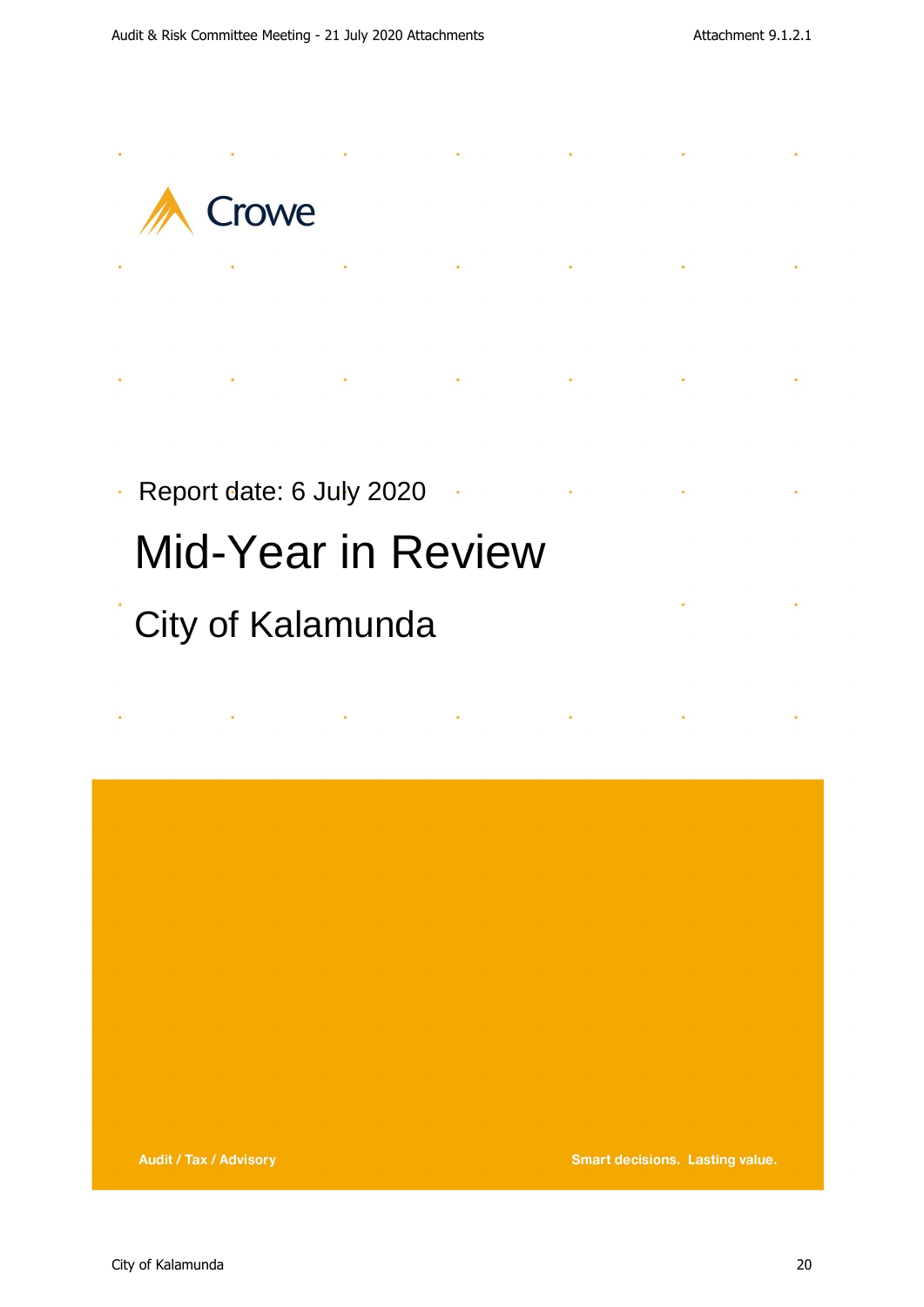Crowe

Report date: 6 July 2020

# Mid-Year in Review

## City of Kalamunda

Audit / Tax / Advisory

Smart decisions. Lasting value.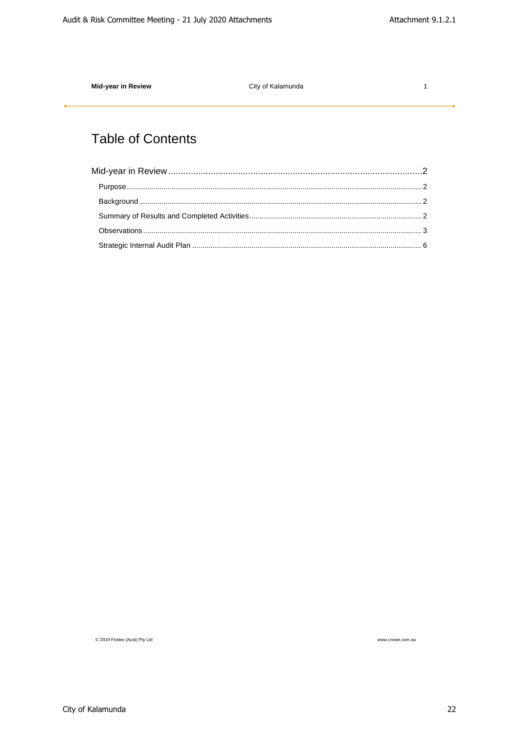# Table of Contents

- Mid-year in Review ........ 2
  - Purpose ........ 2
  - Background ........ 2
  - Summary of Results and Completed Activities ........ 2
  - Observations ........ 3
  - Strategic Internal Audit Plan ........ 6

© 2019 Findex (Aust) Pty Ltd

www.crowe.com.au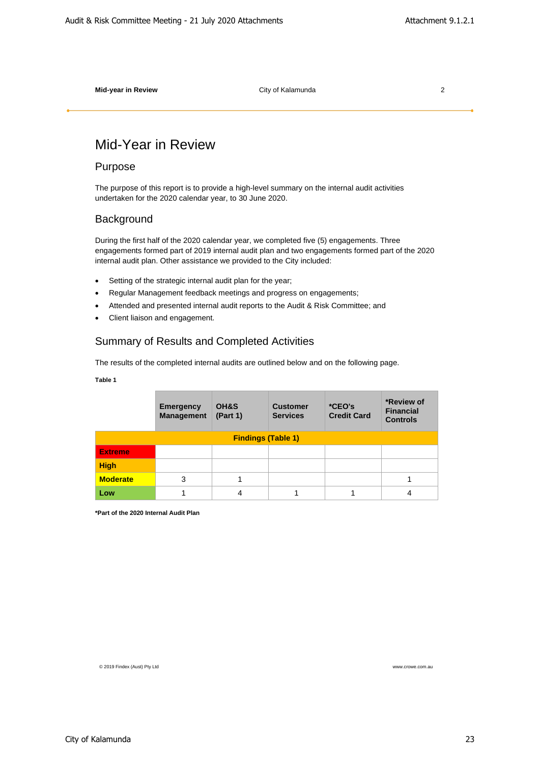# Mid-Year in Review

## Purpose

The purpose of this report is to provide a high-level summary on the internal audit activities undertaken for the 2020 calendar year, to 30 June 2020.

## Background

During the first half of the 2020 calendar year, we completed five (5) engagements. Three engagements formed part of 2019 internal audit plan and two engagements formed part of the 2020 internal audit plan. Other assistance we provided to the City included:

- Setting of the strategic internal audit plan for the year;
- Regular Management feedback meetings and progress on engagements;
- Attended and presented internal audit reports to the Audit & Risk Committee; and
- Client liaison and engagement.

## Summary of Results and Completed Activities

The results of the completed internal audits are outlined below and on the following page.

**Table 1**

| | Emergency Management | OH&S (Part 1) | Customer Services | *CEO's Credit Card | *Review of Financial Controls |
|---|---|---|---|---|---|
| **Findings (Table 1)** | | | | | |
| **Extreme** | | | | | |
| **High** | | | | | |
| **Moderate** | 3 | 1 | | | 1 |
| **Low** | 1 | 4 | 1 | 1 | 4 |

**\*Part of the 2020 Internal Audit Plan**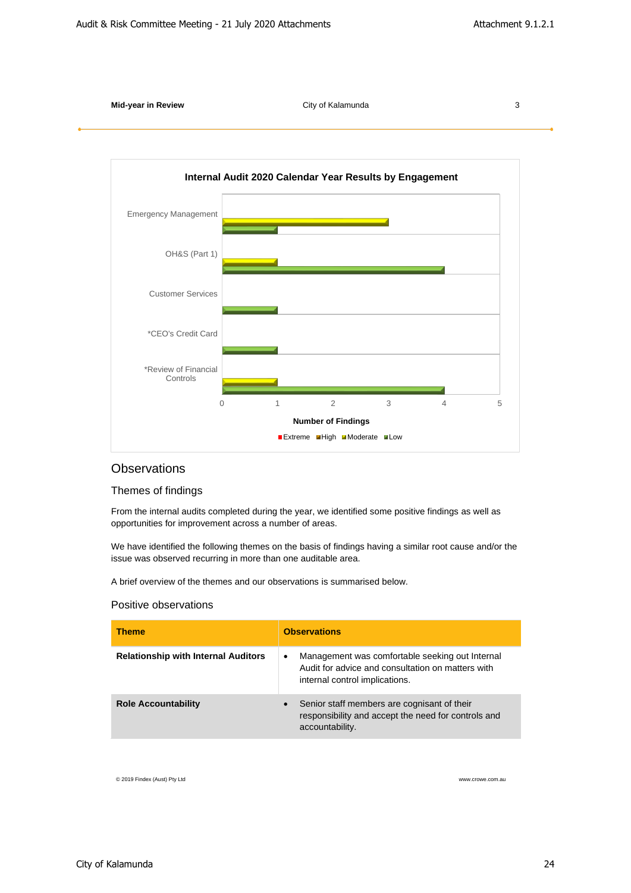**Internal Audit 2020 Calendar Year Results by Engagement**

| Engagement | Extreme | High | Moderate | Low |
|---|---|---|---|---|
| Emergency Management | | | 3 | 1 |
| OH&S (Part 1) | | | 1 | 4 |
| Customer Services | | | | 1 |
| *CEO's Credit Card | | | | 1 |
| *Review of Financial Controls | | | 1 | 4 |

Number of Findings

## Observations

### Themes of findings

From the internal audits completed during the year, we identified some positive findings as well as opportunities for improvement across a number of areas.

We have identified the following themes on the basis of findings having a similar root cause and/or the issue was observed recurring in more than one auditable area.

A brief overview of the themes and our observations is summarised below.

### Positive observations

| Theme | Observations |
|---|---|
| **Relationship with Internal Auditors** | • Management was comfortable seeking out Internal Audit for advice and consultation on matters with internal control implications. |
| **Role Accountability** | • Senior staff members are cognisant of their responsibility and accept the need for controls and accountability. |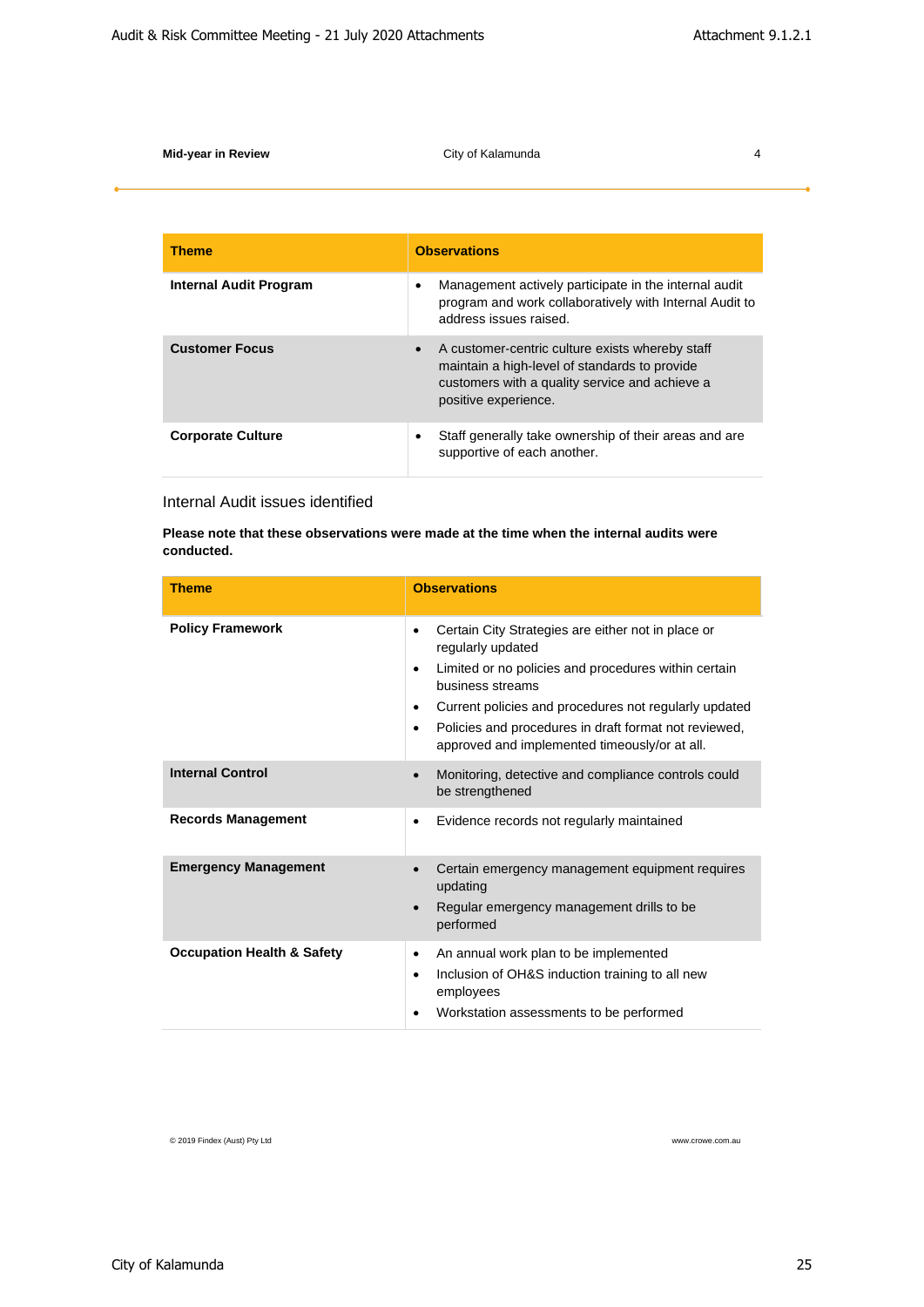| Theme | Observations |
|---|---|
| **Internal Audit Program** | • Management actively participate in the internal audit program and work collaboratively with Internal Audit to address issues raised. |
| **Customer Focus** | • A customer-centric culture exists whereby staff maintain a high-level of standards to provide customers with a quality service and achieve a positive experience. |
| **Corporate Culture** | • Staff generally take ownership of their areas and are supportive of each another. |

## Internal Audit issues identified

**Please note that these observations were made at the time when the internal audits were conducted.**

| Theme | Observations |
|---|---|
| **Policy Framework** | • Certain City Strategies are either not in place or regularly updated<br>• Limited or no policies and procedures within certain business streams<br>• Current policies and procedures not regularly updated<br>• Policies and procedures in draft format not reviewed, approved and implemented timeously/or at all. |
| **Internal Control** | • Monitoring, detective and compliance controls could be strengthened |
| **Records Management** | • Evidence records not regularly maintained |
| **Emergency Management** | • Certain emergency management equipment requires updating<br>• Regular emergency management drills to be performed |
| **Occupation Health & Safety** | • An annual work plan to be implemented<br>• Inclusion of OH&S induction training to all new employees<br>• Workstation assessments to be performed |

© 2019 Findex (Aust) Pty Ltd www.crowe.com.au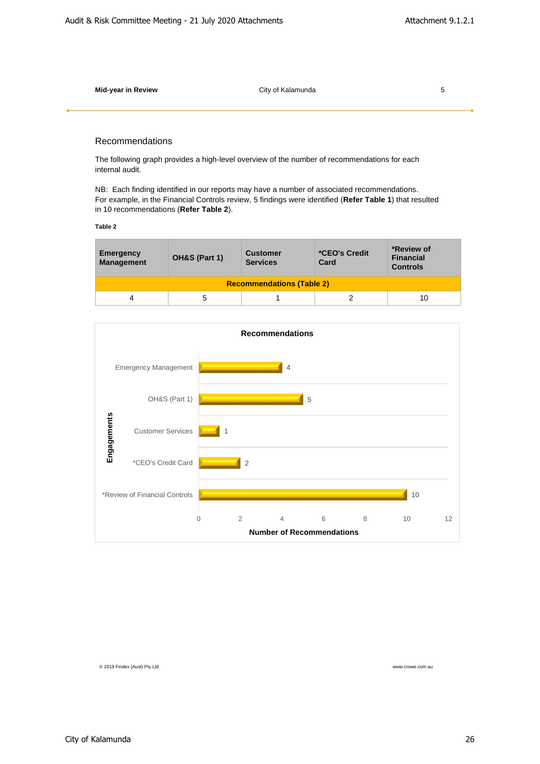## Recommendations

The following graph provides a high-level overview of the number of recommendations for each internal audit.

NB: Each finding identified in our reports may have a number of associated recommendations. For example, in the Financial Controls review, 5 findings were identified (**Refer Table 1**) that resulted in 10 recommendations (**Refer Table 2**).

**Table 2**

| Emergency Management | OH&S (Part 1) | Customer Services | *CEO's Credit Card | *Review of Financial Controls |
|---|---|---|---|---|
| **Recommendations (Table 2)** | | | | |
| 4 | 5 | 1 | 2 | 10 |

**Recommendations**

| Engagements | Number of Recommendations |
|---|---|
| Emergency Management | 4 |
| OH&S (Part 1) | 5 |
| Customer Services | 1 |
| *CEO's Credit Card | 2 |
| *Review of Financial Controls | 10 |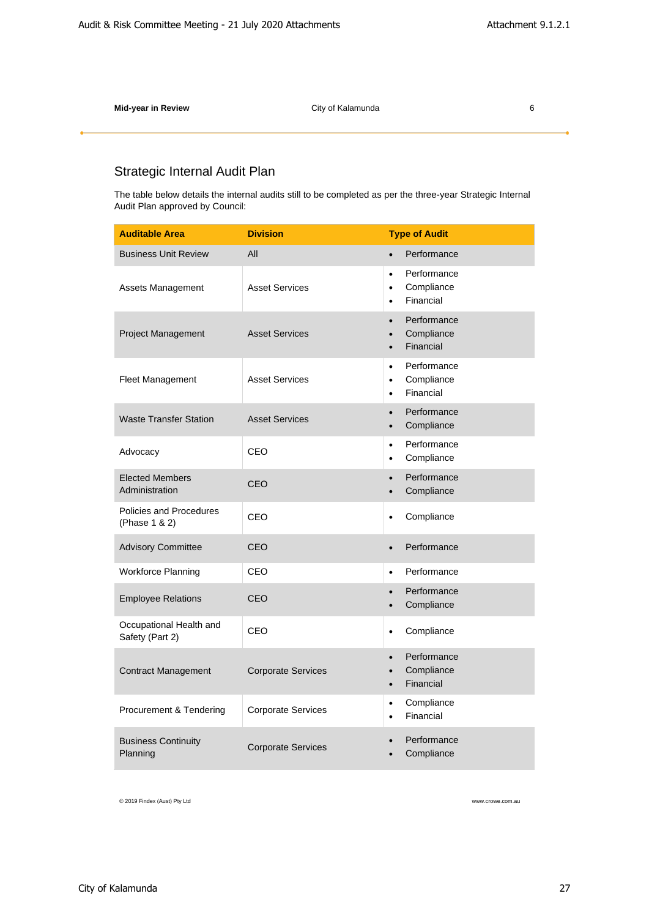## Strategic Internal Audit Plan

The table below details the internal audits still to be completed as per the three-year Strategic Internal Audit Plan approved by Council:

| Auditable Area | Division | Type of Audit |
|---|---|---|
| Business Unit Review | All | • Performance |
| Assets Management | Asset Services | • Performance<br>• Compliance<br>• Financial |
| Project Management | Asset Services | • Performance<br>• Compliance<br>• Financial |
| Fleet Management | Asset Services | • Performance<br>• Compliance<br>• Financial |
| Waste Transfer Station | Asset Services | • Performance<br>• Compliance |
| Advocacy | CEO | • Performance<br>• Compliance |
| Elected Members Administration | CEO | • Performance<br>• Compliance |
| Policies and Procedures (Phase 1 & 2) | CEO | • Compliance |
| Advisory Committee | CEO | • Performance |
| Workforce Planning | CEO | • Performance |
| Employee Relations | CEO | • Performance<br>• Compliance |
| Occupational Health and Safety (Part 2) | CEO | • Compliance |
| Contract Management | Corporate Services | • Performance<br>• Compliance<br>• Financial |
| Procurement & Tendering | Corporate Services | • Compliance<br>• Financial |
| Business Continuity Planning | Corporate Services | • Performance<br>• Compliance |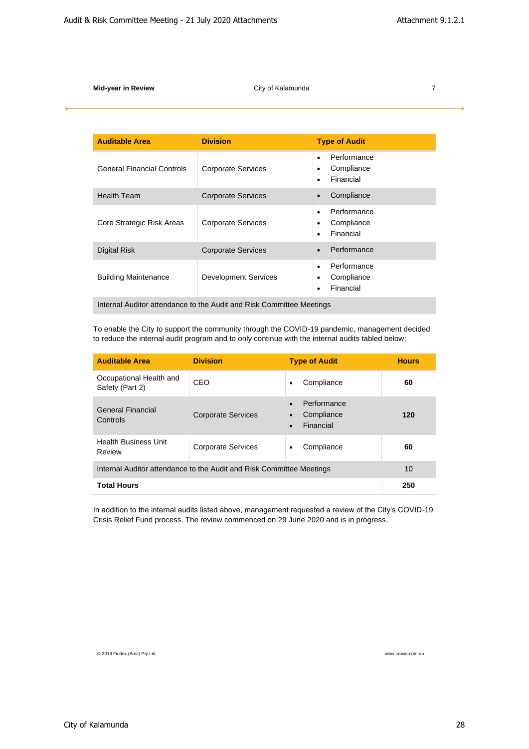| Auditable Area | Division | Type of Audit |
| --- | --- | --- |
| General Financial Controls | Corporate Services | • Performance<br>• Compliance<br>• Financial |
| Health Team | Corporate Services | • Compliance |
| Core Strategic Risk Areas | Corporate Services | • Performance<br>• Compliance<br>• Financial |
| Digital Risk | Corporate Services | • Performance |
| Building Maintenance | Development Services | • Performance<br>• Compliance<br>• Financial |
| Internal Auditor attendance to the Audit and Risk Committee Meetings | | |

To enable the City to support the community through the COVID-19 pandemic, management decided to reduce the internal audit program and to only continue with the internal audits tabled below:

| Auditable Area | Division | Type of Audit | Hours |
| --- | --- | --- | --- |
| Occupational Health and Safety (Part 2) | CEO | • Compliance | **60** |
| General Financial Controls | Corporate Services | • Performance<br>• Compliance<br>• Financial | **120** |
| Health Business Unit Review | Corporate Services | • Compliance | **60** |
| Internal Auditor attendance to the Audit and Risk Committee Meetings | | | 10 |
| **Total Hours** | | | **250** |

In addition to the internal audits listed above, management requested a review of the City's COVID-19 Crisis Relief Fund process. The review commenced on 29 June 2020 and is in progress.